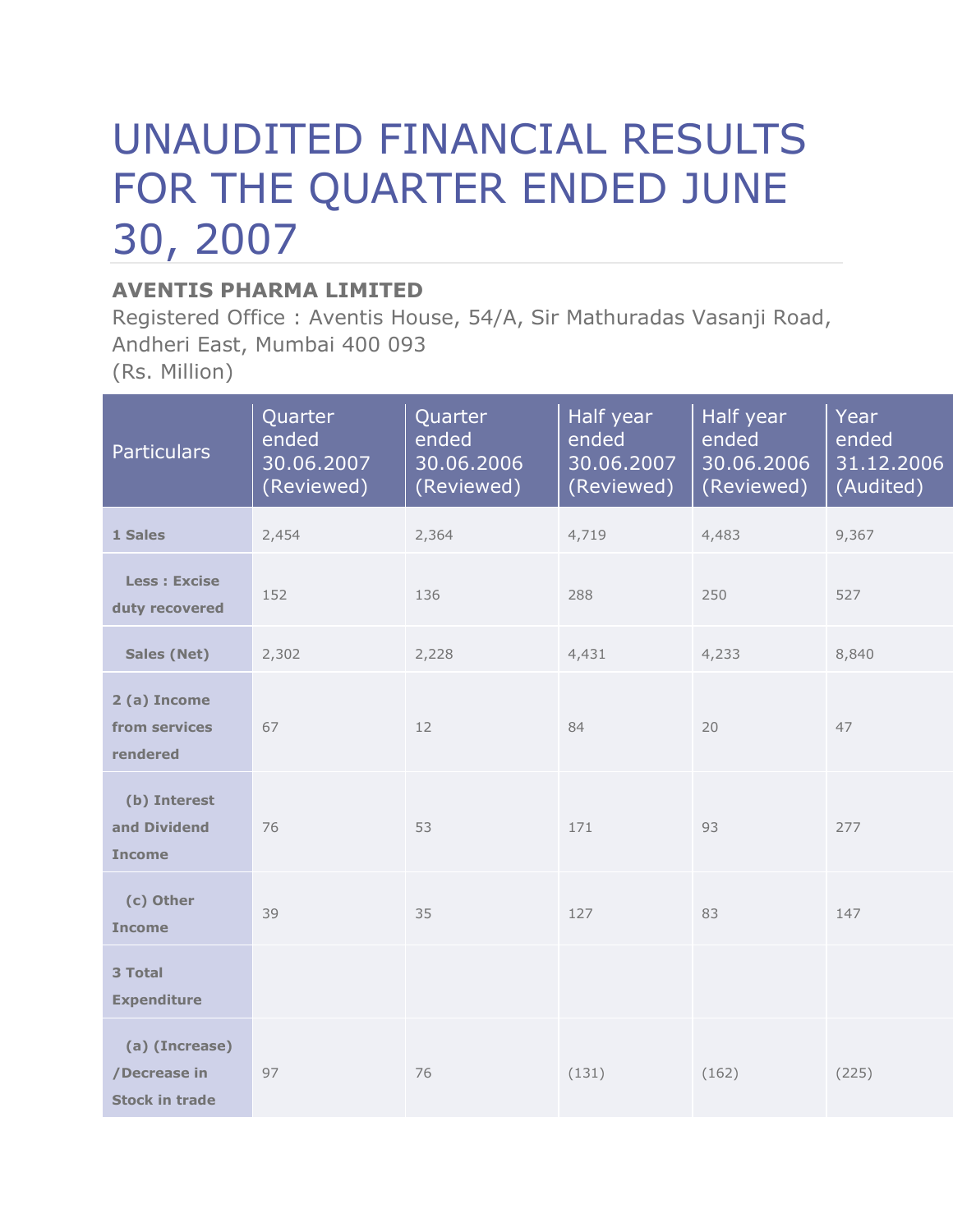# UNAUDITED FINANCIAL RESULTS FOR THE QUARTER ENDED JUNE 30, 2007

**AVENTIS PHARMA LIMITED**

Registered Office : Aventis House, 54/A, Sir Mathuradas Vasanji Road, Andheri East, Mumbai 400 093

(Rs. Million)

| Particulars | Quarter ended 30.06.2007 (Reviewed) | Quarter ended 30.06.2006 (Reviewed) | Half year ended 30.06.2007 (Reviewed) | Half year ended 30.06.2006 (Reviewed) | Year ended 31.12.2006 (Audited) |
|---|---|---|---|---|---|
| **1 Sales** | 2,454 | 2,364 | 4,719 | 4,483 | 9,367 |
| **Less : Excise duty recovered** | 152 | 136 | 288 | 250 | 527 |
| **Sales (Net)** | 2,302 | 2,228 | 4,431 | 4,233 | 8,840 |
| **2 (a) Income from services rendered** | 67 | 12 | 84 | 20 | 47 |
| **(b) Interest and Dividend Income** | 76 | 53 | 171 | 93 | 277 |
| **(c) Other Income** | 39 | 35 | 127 | 83 | 147 |
| **3 Total Expenditure** | | | | | |
| **(a) (Increase) /Decrease in Stock in trade** | 97 | 76 | (131) | (162) | (225) |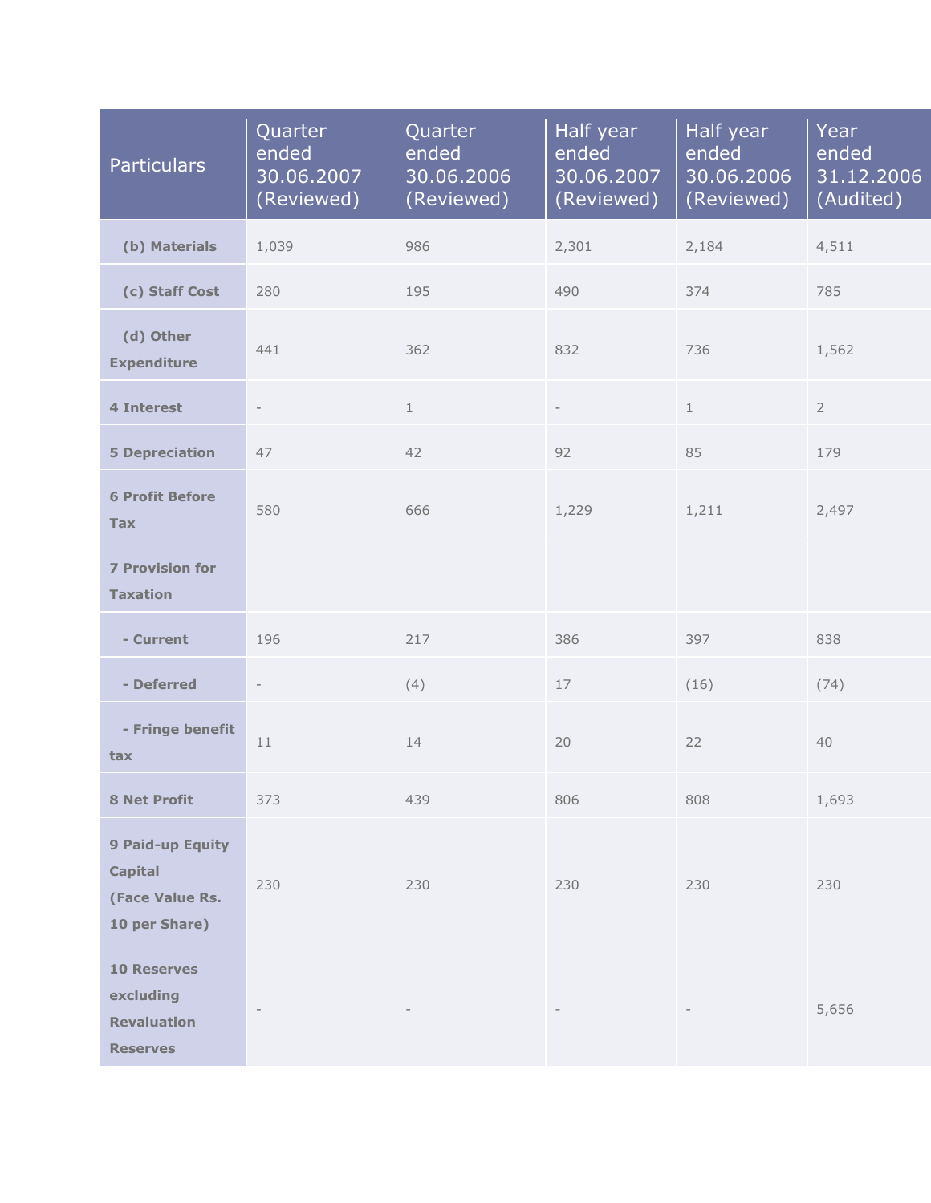| Particulars | Quarter ended 30.06.2007 (Reviewed) | Quarter ended 30.06.2006 (Reviewed) | Half year ended 30.06.2007 (Reviewed) | Half year ended 30.06.2006 (Reviewed) | Year ended 31.12.2006 (Audited) |
|---|---|---|---|---|---|
| **(b) Materials** | 1,039 | 986 | 2,301 | 2,184 | 4,511 |
| **(c) Staff Cost** | 280 | 195 | 490 | 374 | 785 |
| **(d) Other Expenditure** | 441 | 362 | 832 | 736 | 1,562 |
| **4 Interest** | - | 1 | - | 1 | 2 |
| **5 Depreciation** | 47 | 42 | 92 | 85 | 179 |
| **6 Profit Before Tax** | 580 | 666 | 1,229 | 1,211 | 2,497 |
| **7 Provision for Taxation** | | | | | |
| **- Current** | 196 | 217 | 386 | 397 | 838 |
| **- Deferred** | - | (4) | 17 | (16) | (74) |
| **- Fringe benefit tax** | 11 | 14 | 20 | 22 | 40 |
| **8 Net Profit** | 373 | 439 | 806 | 808 | 1,693 |
| **9 Paid-up Equity Capital (Face Value Rs. 10 per Share)** | 230 | 230 | 230 | 230 | 230 |
| **10 Reserves excluding Revaluation Reserves** | - | - | - | - | 5,656 |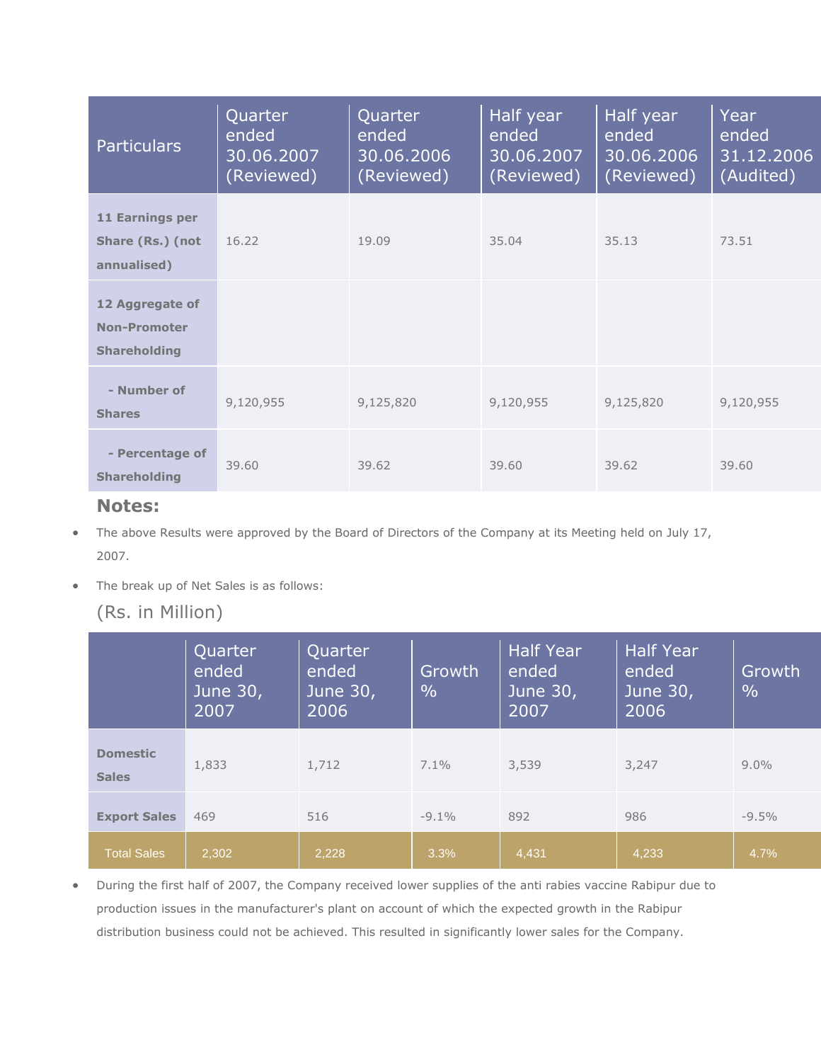| Particulars | Quarter ended 30.06.2007 (Reviewed) | Quarter ended 30.06.2006 (Reviewed) | Half year ended 30.06.2007 (Reviewed) | Half year ended 30.06.2006 (Reviewed) | Year ended 31.12.2006 (Audited) |
|---|---|---|---|---|---|
| **11 Earnings per Share (Rs.) (not annualised)** | 16.22 | 19.09 | 35.04 | 35.13 | 73.51 |
| **12 Aggregate of Non-Promoter Shareholding** | | | | | |
| **- Number of Shares** | 9,120,955 | 9,125,820 | 9,120,955 | 9,125,820 | 9,120,955 |
| **- Percentage of Shareholding** | 39.60 | 39.62 | 39.60 | 39.62 | 39.60 |

## Notes:

- The above Results were approved by the Board of Directors of the Company at its Meeting held on July 17, 2007.
- The break up of Net Sales is as follows:

(Rs. in Million)

| | Quarter ended June 30, 2007 | Quarter ended June 30, 2006 | Growth % | Half Year ended June 30, 2007 | Half Year ended June 30, 2006 | Growth % |
|---|---|---|---|---|---|---|
| **Domestic Sales** | 1,833 | 1,712 | 7.1% | 3,539 | 3,247 | 9.0% |
| **Export Sales** | 469 | 516 | -9.1% | 892 | 986 | -9.5% |
| Total Sales | 2,302 | 2,228 | 3.3% | 4,431 | 4,233 | 4.7% |

- During the first half of 2007, the Company received lower supplies of the anti rabies vaccine Rabipur due to production issues in the manufacturer's plant on account of which the expected growth in the Rabipur distribution business could not be achieved. This resulted in significantly lower sales for the Company.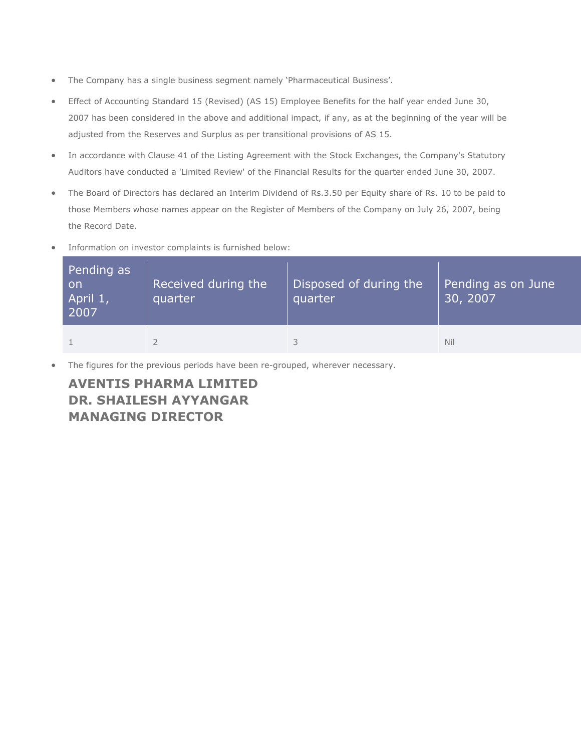- The Company has a single business segment namely ‘Pharmaceutical Business’.
- Effect of Accounting Standard 15 (Revised) (AS 15) Employee Benefits for the half year ended June 30, 2007 has been considered in the above and additional impact, if any, as at the beginning of the year will be adjusted from the Reserves and Surplus as per transitional provisions of AS 15.
- In accordance with Clause 41 of the Listing Agreement with the Stock Exchanges, the Company's Statutory Auditors have conducted a 'Limited Review' of the Financial Results for the quarter ended June 30, 2007.
- The Board of Directors has declared an Interim Dividend of Rs.3.50 per Equity share of Rs. 10 to be paid to those Members whose names appear on the Register of Members of the Company on July 26, 2007, being the Record Date.
- Information on investor complaints is furnished below:

| Pending as on April 1, 2007 | Received during the quarter | Disposed of during the quarter | Pending as on June 30, 2007 |
|---|---|---|---|
| 1 | 2 | 3 | Nil |

- The figures for the previous periods have been re-grouped, wherever necessary.

**AVENTIS PHARMA LIMITED**
**DR. SHAILESH AYYANGAR**
**MANAGING DIRECTOR**